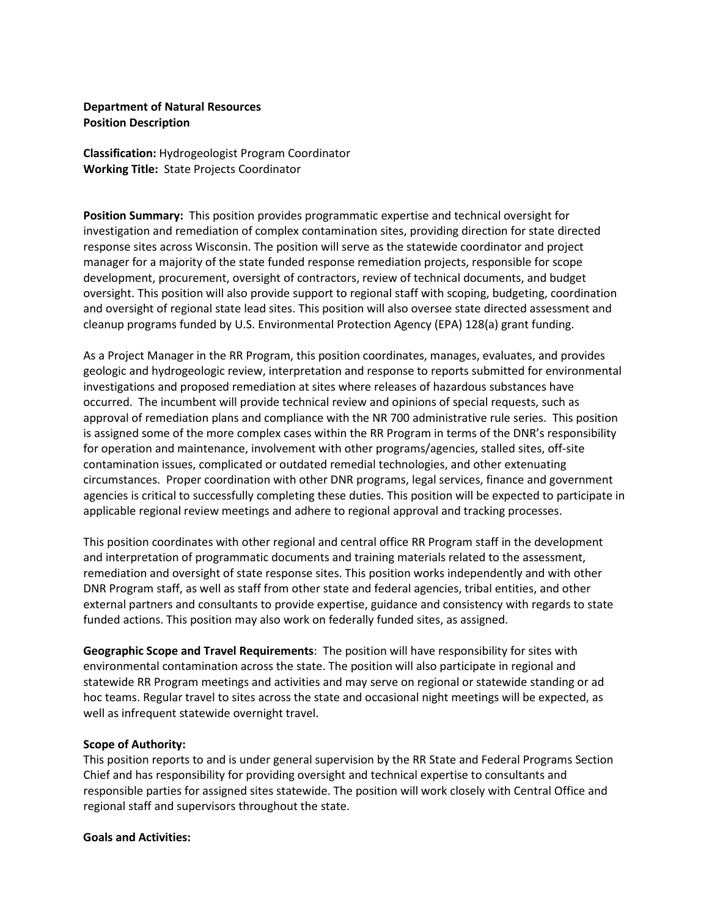**Department of Natural Resources**
**Position Description**

**Classification:** Hydrogeologist Program Coordinator
**Working Title:** State Projects Coordinator

**Position Summary:** This position provides programmatic expertise and technical oversight for investigation and remediation of complex contamination sites, providing direction for state directed response sites across Wisconsin. The position will serve as the statewide coordinator and project manager for a majority of the state funded response remediation projects, responsible for scope development, procurement, oversight of contractors, review of technical documents, and budget oversight. This position will also provide support to regional staff with scoping, budgeting, coordination and oversight of regional state lead sites. This position will also oversee state directed assessment and cleanup programs funded by U.S. Environmental Protection Agency (EPA) 128(a) grant funding.

As a Project Manager in the RR Program, this position coordinates, manages, evaluates, and provides geologic and hydrogeologic review, interpretation and response to reports submitted for environmental investigations and proposed remediation at sites where releases of hazardous substances have occurred. The incumbent will provide technical review and opinions of special requests, such as approval of remediation plans and compliance with the NR 700 administrative rule series. This position is assigned some of the more complex cases within the RR Program in terms of the DNR's responsibility for operation and maintenance, involvement with other programs/agencies, stalled sites, off-site contamination issues, complicated or outdated remedial technologies, and other extenuating circumstances. Proper coordination with other DNR programs, legal services, finance and government agencies is critical to successfully completing these duties. This position will be expected to participate in applicable regional review meetings and adhere to regional approval and tracking processes.

This position coordinates with other regional and central office RR Program staff in the development and interpretation of programmatic documents and training materials related to the assessment, remediation and oversight of state response sites. This position works independently and with other DNR Program staff, as well as staff from other state and federal agencies, tribal entities, and other external partners and consultants to provide expertise, guidance and consistency with regards to state funded actions. This position may also work on federally funded sites, as assigned.

**Geographic Scope and Travel Requirements**: The position will have responsibility for sites with environmental contamination across the state. The position will also participate in regional and statewide RR Program meetings and activities and may serve on regional or statewide standing or ad hoc teams. Regular travel to sites across the state and occasional night meetings will be expected, as well as infrequent statewide overnight travel.

**Scope of Authority:**
This position reports to and is under general supervision by the RR State and Federal Programs Section Chief and has responsibility for providing oversight and technical expertise to consultants and responsible parties for assigned sites statewide. The position will work closely with Central Office and regional staff and supervisors throughout the state.

**Goals and Activities:**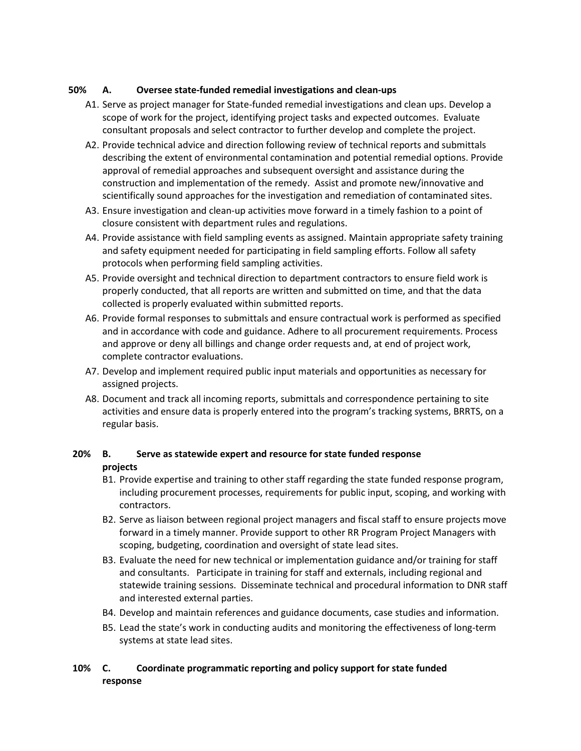**50% A. Oversee state-funded remedial investigations and clean-ups**

A1. Serve as project manager for State-funded remedial investigations and clean ups. Develop a scope of work for the project, identifying project tasks and expected outcomes. Evaluate consultant proposals and select contractor to further develop and complete the project.

A2. Provide technical advice and direction following review of technical reports and submittals describing the extent of environmental contamination and potential remedial options. Provide approval of remedial approaches and subsequent oversight and assistance during the construction and implementation of the remedy. Assist and promote new/innovative and scientifically sound approaches for the investigation and remediation of contaminated sites.

A3. Ensure investigation and clean-up activities move forward in a timely fashion to a point of closure consistent with department rules and regulations.

A4. Provide assistance with field sampling events as assigned. Maintain appropriate safety training and safety equipment needed for participating in field sampling efforts. Follow all safety protocols when performing field sampling activities.

A5. Provide oversight and technical direction to department contractors to ensure field work is properly conducted, that all reports are written and submitted on time, and that the data collected is properly evaluated within submitted reports.

A6. Provide formal responses to submittals and ensure contractual work is performed as specified and in accordance with code and guidance. Adhere to all procurement requirements. Process and approve or deny all billings and change order requests and, at end of project work, complete contractor evaluations.

A7. Develop and implement required public input materials and opportunities as necessary for assigned projects.

A8. Document and track all incoming reports, submittals and correspondence pertaining to site activities and ensure data is properly entered into the program's tracking systems, BRRTS, on a regular basis.

**20% B. Serve as statewide expert and resource for state funded response projects**

B1. Provide expertise and training to other staff regarding the state funded response program, including procurement processes, requirements for public input, scoping, and working with contractors.

B2. Serve as liaison between regional project managers and fiscal staff to ensure projects move forward in a timely manner. Provide support to other RR Program Project Managers with scoping, budgeting, coordination and oversight of state lead sites.

B3. Evaluate the need for new technical or implementation guidance and/or training for staff and consultants. Participate in training for staff and externals, including regional and statewide training sessions. Disseminate technical and procedural information to DNR staff and interested external parties.

B4. Develop and maintain references and guidance documents, case studies and information.

B5. Lead the state's work in conducting audits and monitoring the effectiveness of long-term systems at state lead sites.

**10% C. Coordinate programmatic reporting and policy support for state funded response**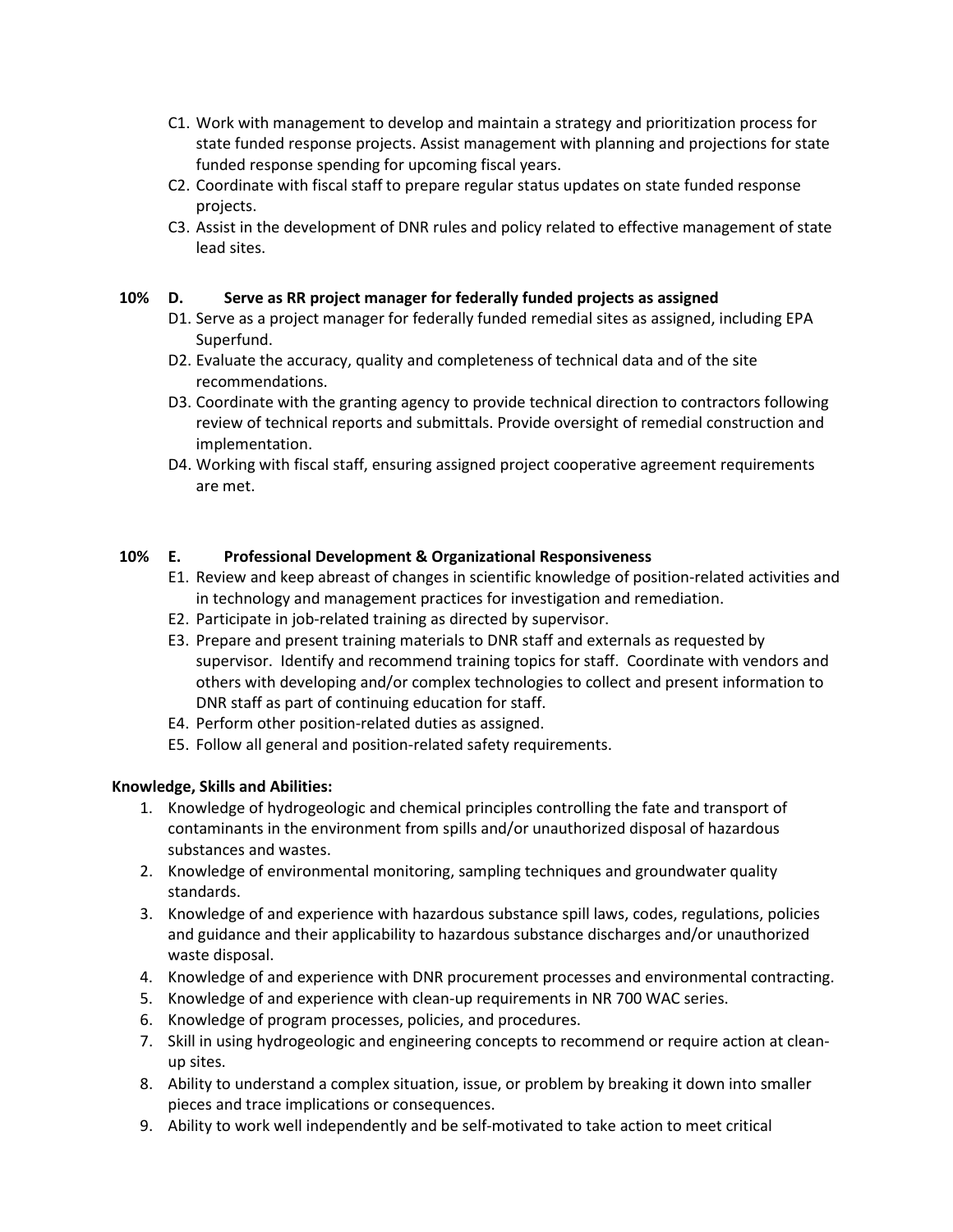C1. Work with management to develop and maintain a strategy and prioritization process for state funded response projects. Assist management with planning and projections for state funded response spending for upcoming fiscal years.

C2. Coordinate with fiscal staff to prepare regular status updates on state funded response projects.

C3. Assist in the development of DNR rules and policy related to effective management of state lead sites.

**10% D. Serve as RR project manager for federally funded projects as assigned**

D1. Serve as a project manager for federally funded remedial sites as assigned, including EPA Superfund.

D2. Evaluate the accuracy, quality and completeness of technical data and of the site recommendations.

D3. Coordinate with the granting agency to provide technical direction to contractors following review of technical reports and submittals. Provide oversight of remedial construction and implementation.

D4. Working with fiscal staff, ensuring assigned project cooperative agreement requirements are met.

**10% E. Professional Development & Organizational Responsiveness**

E1. Review and keep abreast of changes in scientific knowledge of position-related activities and in technology and management practices for investigation and remediation.

E2. Participate in job-related training as directed by supervisor.

E3. Prepare and present training materials to DNR staff and externals as requested by supervisor. Identify and recommend training topics for staff. Coordinate with vendors and others with developing and/or complex technologies to collect and present information to DNR staff as part of continuing education for staff.

E4. Perform other position-related duties as assigned.

E5. Follow all general and position-related safety requirements.

**Knowledge, Skills and Abilities:**

1. Knowledge of hydrogeologic and chemical principles controlling the fate and transport of contaminants in the environment from spills and/or unauthorized disposal of hazardous substances and wastes.
2. Knowledge of environmental monitoring, sampling techniques and groundwater quality standards.
3. Knowledge of and experience with hazardous substance spill laws, codes, regulations, policies and guidance and their applicability to hazardous substance discharges and/or unauthorized waste disposal.
4. Knowledge of and experience with DNR procurement processes and environmental contracting.
5. Knowledge of and experience with clean-up requirements in NR 700 WAC series.
6. Knowledge of program processes, policies, and procedures.
7. Skill in using hydrogeologic and engineering concepts to recommend or require action at clean-up sites.
8. Ability to understand a complex situation, issue, or problem by breaking it down into smaller pieces and trace implications or consequences.
9. Ability to work well independently and be self-motivated to take action to meet critical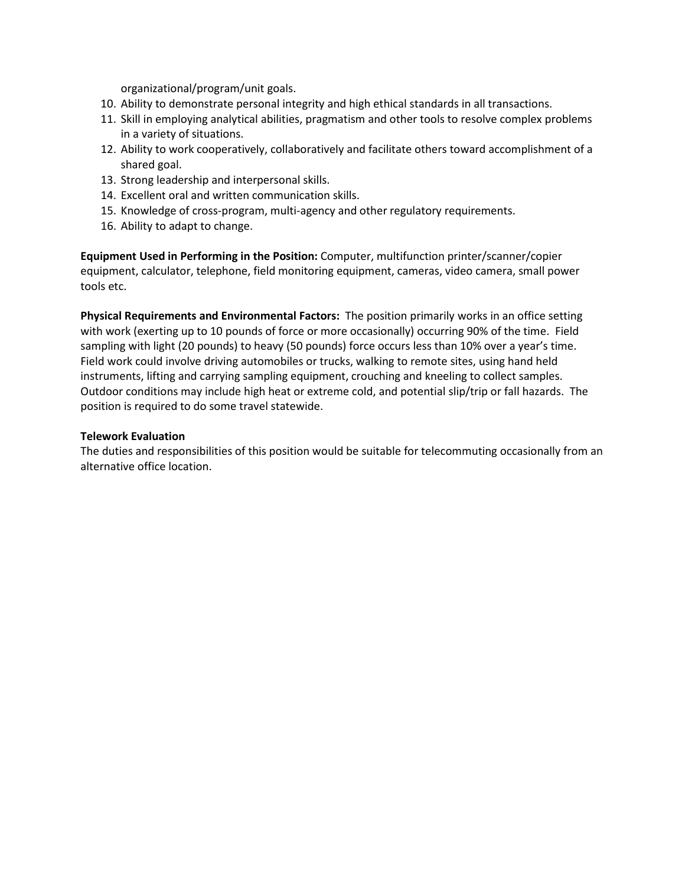organizational/program/unit goals.

10. Ability to demonstrate personal integrity and high ethical standards in all transactions.
11. Skill in employing analytical abilities, pragmatism and other tools to resolve complex problems in a variety of situations.
12. Ability to work cooperatively, collaboratively and facilitate others toward accomplishment of a shared goal.
13. Strong leadership and interpersonal skills.
14. Excellent oral and written communication skills.
15. Knowledge of cross-program, multi-agency and other regulatory requirements.
16. Ability to adapt to change.

**Equipment Used in Performing in the Position:** Computer, multifunction printer/scanner/copier equipment, calculator, telephone, field monitoring equipment, cameras, video camera, small power tools etc.

**Physical Requirements and Environmental Factors:** The position primarily works in an office setting with work (exerting up to 10 pounds of force or more occasionally) occurring 90% of the time. Field sampling with light (20 pounds) to heavy (50 pounds) force occurs less than 10% over a year's time. Field work could involve driving automobiles or trucks, walking to remote sites, using hand held instruments, lifting and carrying sampling equipment, crouching and kneeling to collect samples. Outdoor conditions may include high heat or extreme cold, and potential slip/trip or fall hazards. The position is required to do some travel statewide.

**Telework Evaluation**

The duties and responsibilities of this position would be suitable for telecommuting occasionally from an alternative office location.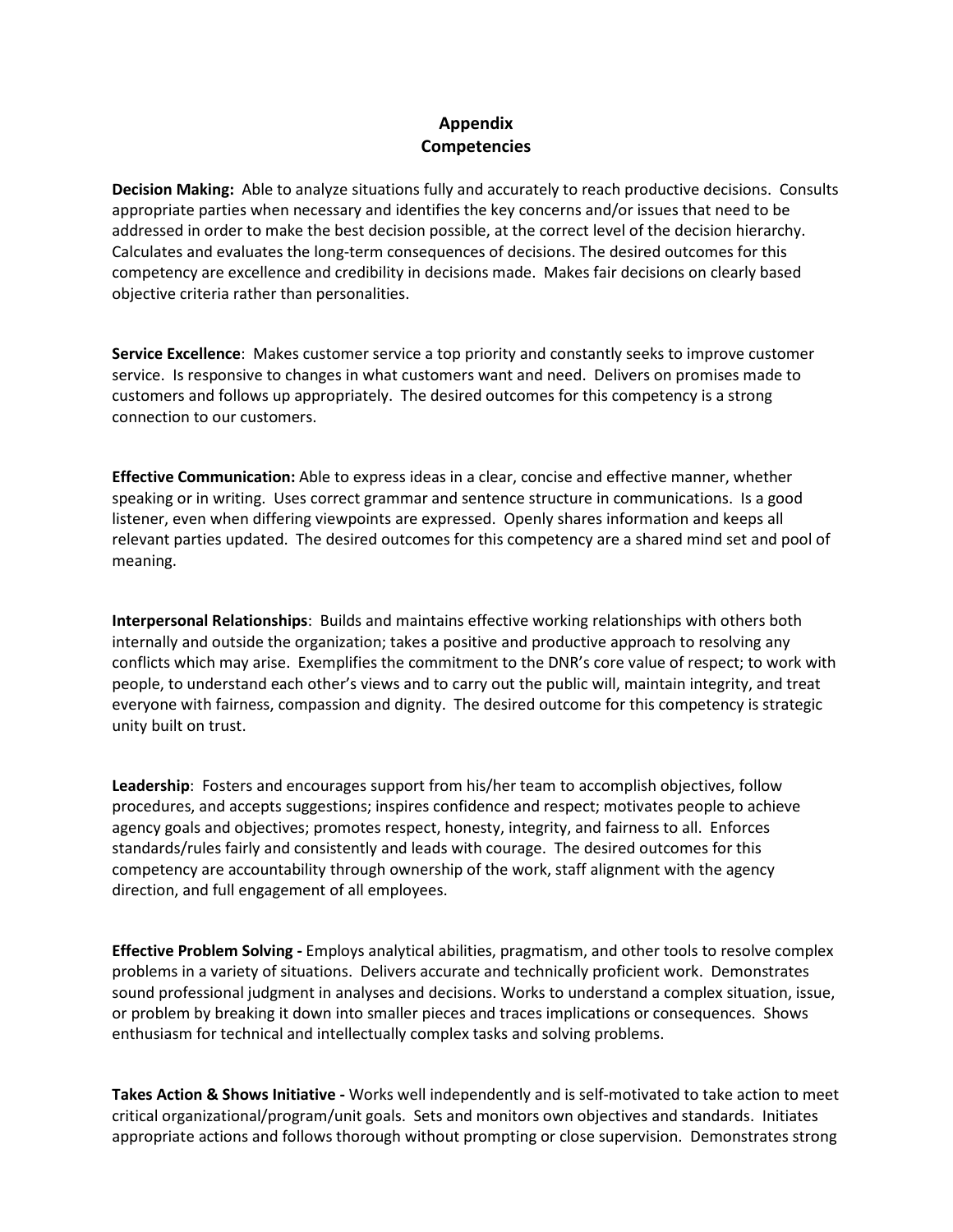# Appendix
# Competencies

**Decision Making:** Able to analyze situations fully and accurately to reach productive decisions. Consults appropriate parties when necessary and identifies the key concerns and/or issues that need to be addressed in order to make the best decision possible, at the correct level of the decision hierarchy. Calculates and evaluates the long-term consequences of decisions. The desired outcomes for this competency are excellence and credibility in decisions made. Makes fair decisions on clearly based objective criteria rather than personalities.

**Service Excellence**: Makes customer service a top priority and constantly seeks to improve customer service. Is responsive to changes in what customers want and need. Delivers on promises made to customers and follows up appropriately. The desired outcomes for this competency is a strong connection to our customers.

**Effective Communication:** Able to express ideas in a clear, concise and effective manner, whether speaking or in writing. Uses correct grammar and sentence structure in communications. Is a good listener, even when differing viewpoints are expressed. Openly shares information and keeps all relevant parties updated. The desired outcomes for this competency are a shared mind set and pool of meaning.

**Interpersonal Relationships**: Builds and maintains effective working relationships with others both internally and outside the organization; takes a positive and productive approach to resolving any conflicts which may arise. Exemplifies the commitment to the DNR's core value of respect; to work with people, to understand each other's views and to carry out the public will, maintain integrity, and treat everyone with fairness, compassion and dignity. The desired outcome for this competency is strategic unity built on trust.

**Leadership**: Fosters and encourages support from his/her team to accomplish objectives, follow procedures, and accepts suggestions; inspires confidence and respect; motivates people to achieve agency goals and objectives; promotes respect, honesty, integrity, and fairness to all. Enforces standards/rules fairly and consistently and leads with courage. The desired outcomes for this competency are accountability through ownership of the work, staff alignment with the agency direction, and full engagement of all employees.

**Effective Problem Solving -** Employs analytical abilities, pragmatism, and other tools to resolve complex problems in a variety of situations. Delivers accurate and technically proficient work. Demonstrates sound professional judgment in analyses and decisions. Works to understand a complex situation, issue, or problem by breaking it down into smaller pieces and traces implications or consequences. Shows enthusiasm for technical and intellectually complex tasks and solving problems.

**Takes Action & Shows Initiative -** Works well independently and is self-motivated to take action to meet critical organizational/program/unit goals. Sets and monitors own objectives and standards. Initiates appropriate actions and follows thorough without prompting or close supervision. Demonstrates strong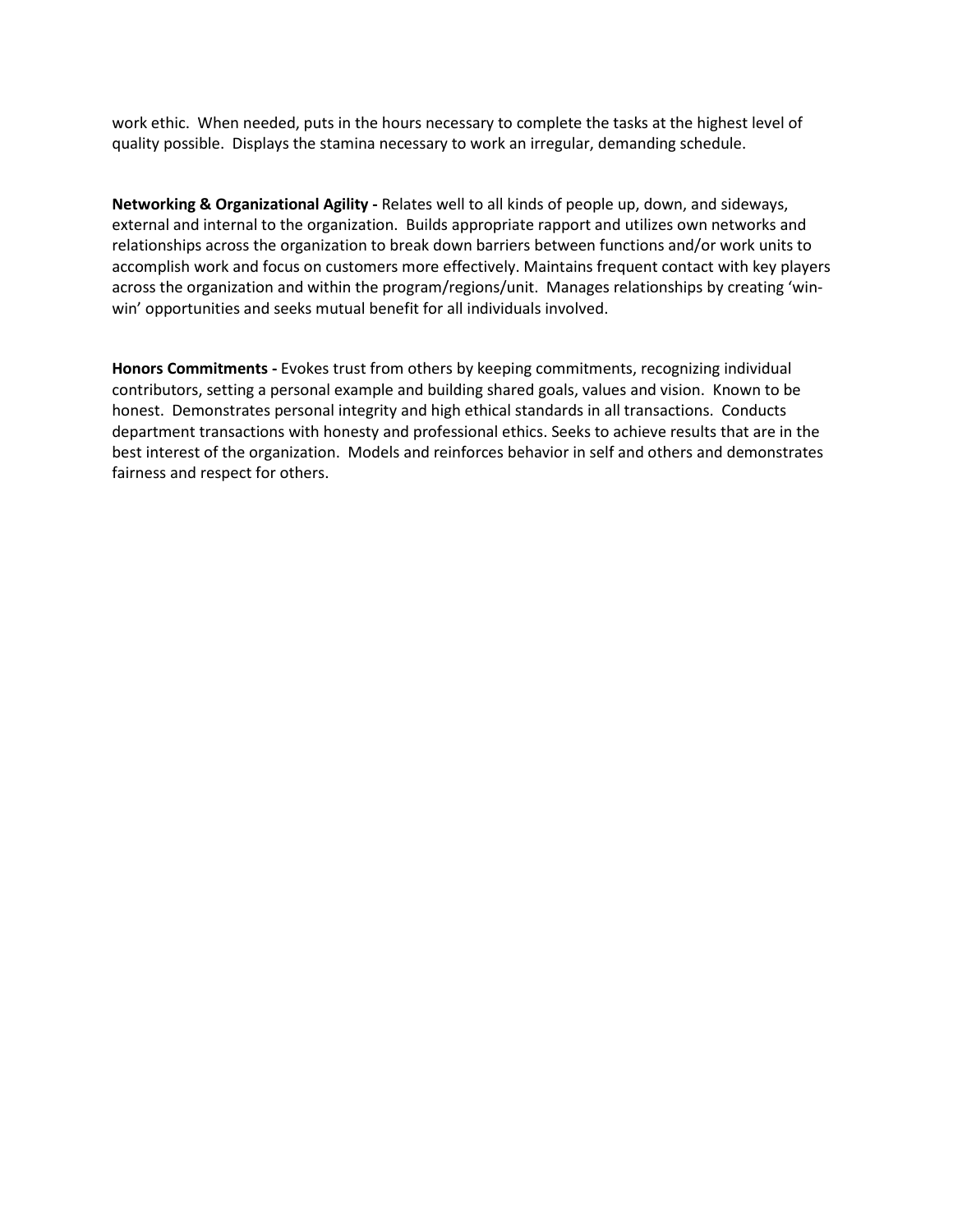work ethic.  When needed, puts in the hours necessary to complete the tasks at the highest level of quality possible.  Displays the stamina necessary to work an irregular, demanding schedule.

**Networking & Organizational Agility -** Relates well to all kinds of people up, down, and sideways, external and internal to the organization.  Builds appropriate rapport and utilizes own networks and relationships across the organization to break down barriers between functions and/or work units to accomplish work and focus on customers more effectively. Maintains frequent contact with key players across the organization and within the program/regions/unit.  Manages relationships by creating 'win-win' opportunities and seeks mutual benefit for all individuals involved.

**Honors Commitments -** Evokes trust from others by keeping commitments, recognizing individual contributors, setting a personal example and building shared goals, values and vision.  Known to be honest.  Demonstrates personal integrity and high ethical standards in all transactions.  Conducts department transactions with honesty and professional ethics. Seeks to achieve results that are in the best interest of the organization.  Models and reinforces behavior in self and others and demonstrates fairness and respect for others.